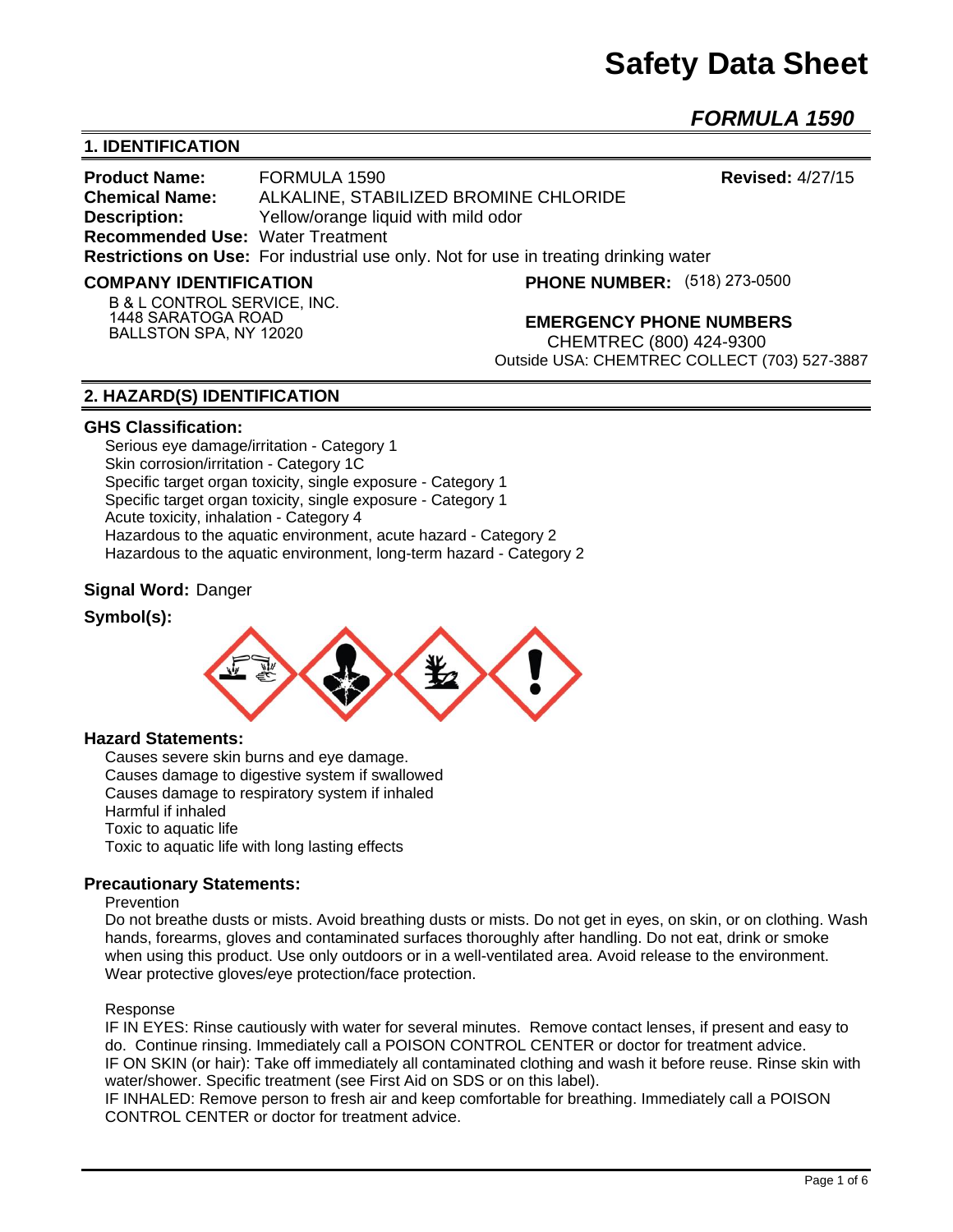# Safety Data Sheet

## *FORMULA 1590*

## 1. IDENTIFICATION

**Product Name:** FORMULA 1590 **Revised:** 4/27/15
**Chemical Name:** ALKALINE, STABILIZED BROMINE CHLORIDE
**Description:** Yellow/orange liquid with mild odor
**Recommended Use:** Water Treatment
**Restrictions on Use:** For industrial use only. Not for use in treating drinking water

**COMPANY IDENTIFICATION**

B & L CONTROL SERVICE, INC.
1448 SARATOGA ROAD
BALLSTON SPA, NY 12020

**PHONE NUMBER:** (518) 273-0500

**EMERGENCY PHONE NUMBERS**
CHEMTREC (800) 424-9300
Outside USA: CHEMTREC COLLECT (703) 527-3887

## 2. HAZARD(S) IDENTIFICATION

### GHS Classification:

Serious eye damage/irritation - Category 1
Skin corrosion/irritation - Category 1C
Specific target organ toxicity, single exposure - Category 1
Specific target organ toxicity, single exposure - Category 1
Acute toxicity, inhalation - Category 4
Hazardous to the aquatic environment, acute hazard - Category 2
Hazardous to the aquatic environment, long-term hazard - Category 2

**Signal Word:** Danger

**Symbol(s):**

### Hazard Statements:

Causes severe skin burns and eye damage.
Causes damage to digestive system if swallowed
Causes damage to respiratory system if inhaled
Harmful if inhaled
Toxic to aquatic life
Toxic to aquatic life with long lasting effects

### Precautionary Statements:

Prevention

Do not breathe dusts or mists. Avoid breathing dusts or mists. Do not get in eyes, on skin, or on clothing. Wash hands, forearms, gloves and contaminated surfaces thoroughly after handling. Do not eat, drink or smoke when using this product. Use only outdoors or in a well-ventilated area. Avoid release to the environment. Wear protective gloves/eye protection/face protection.

Response

IF IN EYES: Rinse cautiously with water for several minutes. Remove contact lenses, if present and easy to do. Continue rinsing. Immediately call a POISON CONTROL CENTER or doctor for treatment advice.
IF ON SKIN (or hair): Take off immediately all contaminated clothing and wash it before reuse. Rinse skin with water/shower. Specific treatment (see First Aid on SDS or on this label).
IF INHALED: Remove person to fresh air and keep comfortable for breathing. Immediately call a POISON CONTROL CENTER or doctor for treatment advice.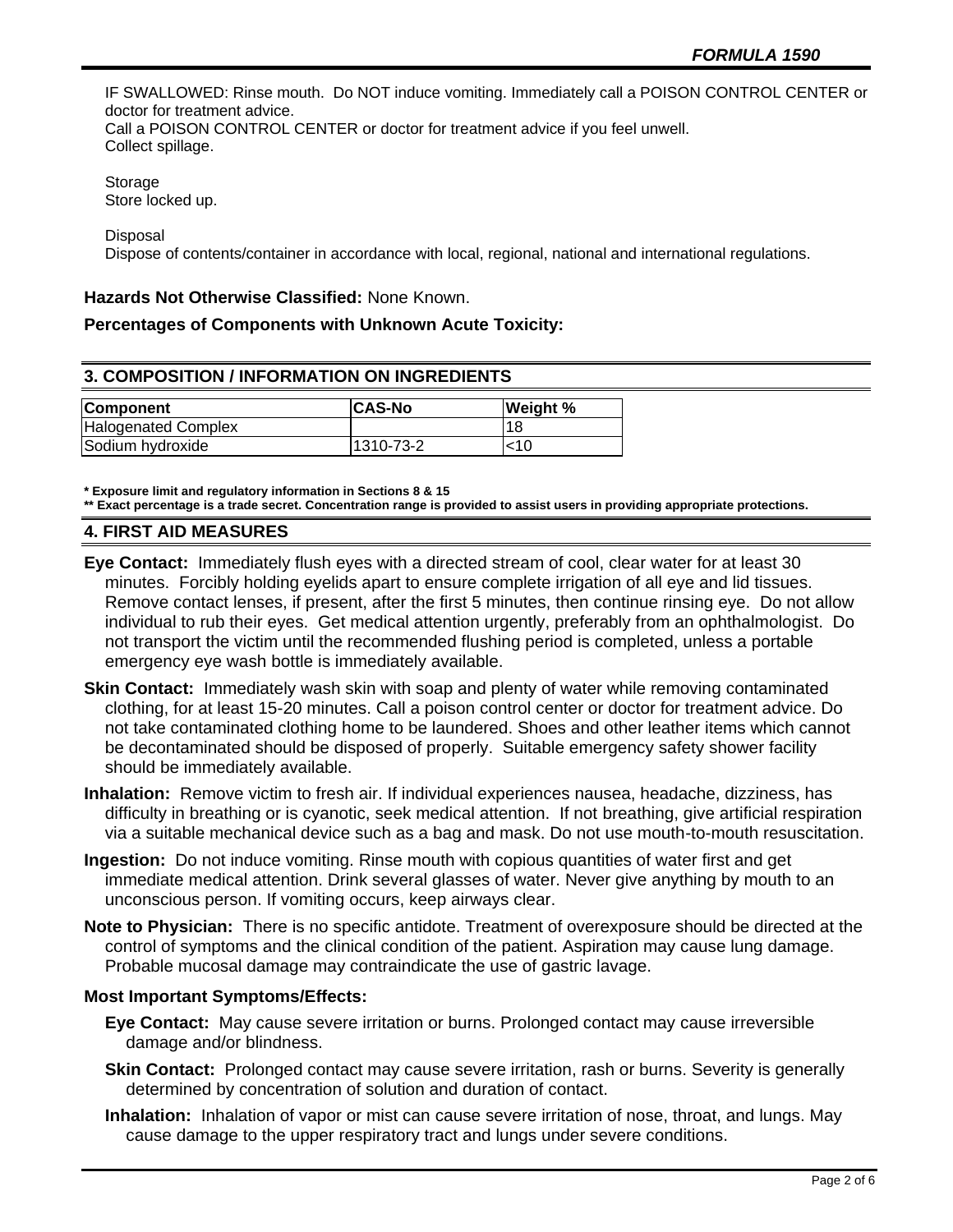IF SWALLOWED: Rinse mouth. Do NOT induce vomiting. Immediately call a POISON CONTROL CENTER or doctor for treatment advice.
Call a POISON CONTROL CENTER or doctor for treatment advice if you feel unwell.
Collect spillage.

Storage
Store locked up.

Disposal
Dispose of contents/container in accordance with local, regional, national and international regulations.

**Hazards Not Otherwise Classified:** None Known.

**Percentages of Components with Unknown Acute Toxicity:**

## 3. COMPOSITION / INFORMATION ON INGREDIENTS

| Component | CAS-No | Weight % |
|---|---|---|
| Halogenated Complex | | 18 |
| Sodium hydroxide | 1310-73-2 | <10 |

**\* Exposure limit and regulatory information in Sections 8 & 15**
**\*\* Exact percentage is a trade secret. Concentration range is provided to assist users in providing appropriate protections.**

## 4. FIRST AID MEASURES

**Eye Contact:** Immediately flush eyes with a directed stream of cool, clear water for at least 30 minutes. Forcibly holding eyelids apart to ensure complete irrigation of all eye and lid tissues. Remove contact lenses, if present, after the first 5 minutes, then continue rinsing eye. Do not allow individual to rub their eyes. Get medical attention urgently, preferably from an ophthalmologist. Do not transport the victim until the recommended flushing period is completed, unless a portable emergency eye wash bottle is immediately available.

**Skin Contact:** Immediately wash skin with soap and plenty of water while removing contaminated clothing, for at least 15-20 minutes. Call a poison control center or doctor for treatment advice. Do not take contaminated clothing home to be laundered. Shoes and other leather items which cannot be decontaminated should be disposed of properly. Suitable emergency safety shower facility should be immediately available.

**Inhalation:** Remove victim to fresh air. If individual experiences nausea, headache, dizziness, has difficulty in breathing or is cyanotic, seek medical attention. If not breathing, give artificial respiration via a suitable mechanical device such as a bag and mask. Do not use mouth-to-mouth resuscitation.

**Ingestion:** Do not induce vomiting. Rinse mouth with copious quantities of water first and get immediate medical attention. Drink several glasses of water. Never give anything by mouth to an unconscious person. If vomiting occurs, keep airways clear.

**Note to Physician:** There is no specific antidote. Treatment of overexposure should be directed at the control of symptoms and the clinical condition of the patient. Aspiration may cause lung damage. Probable mucosal damage may contraindicate the use of gastric lavage.

**Most Important Symptoms/Effects:**

**Eye Contact:** May cause severe irritation or burns. Prolonged contact may cause irreversible damage and/or blindness.

**Skin Contact:** Prolonged contact may cause severe irritation, rash or burns. Severity is generally determined by concentration of solution and duration of contact.

**Inhalation:** Inhalation of vapor or mist can cause severe irritation of nose, throat, and lungs. May cause damage to the upper respiratory tract and lungs under severe conditions.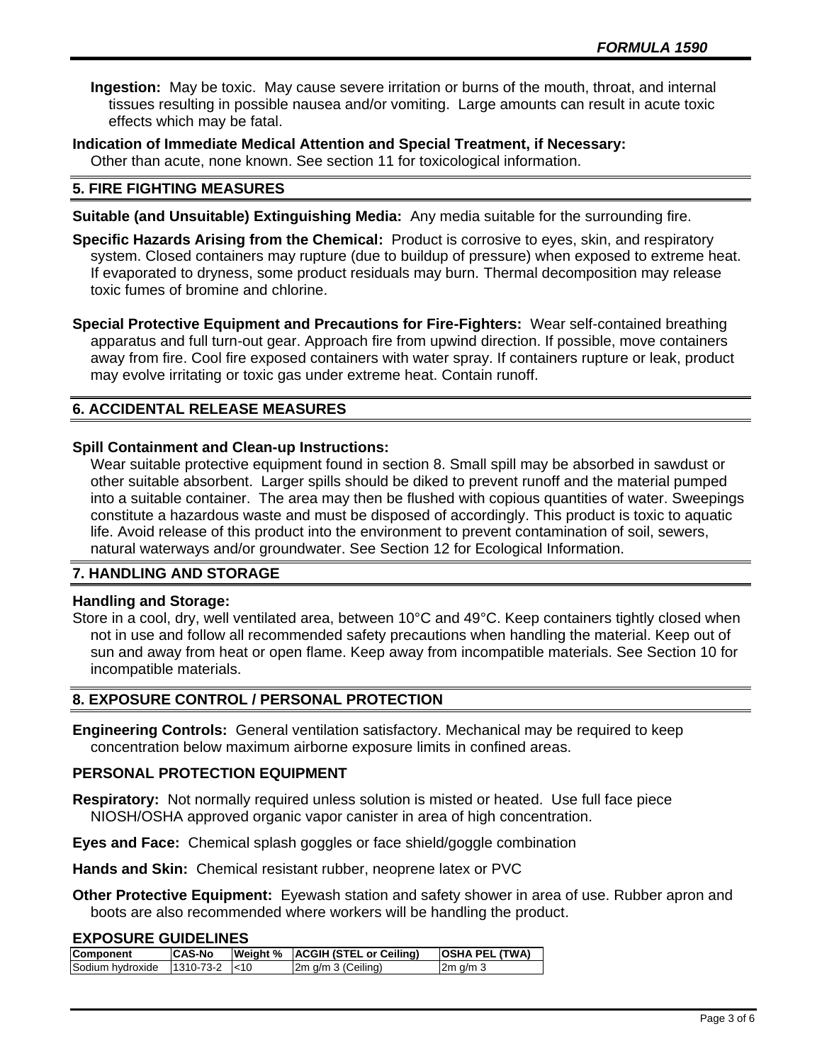**Ingestion:** May be toxic. May cause severe irritation or burns of the mouth, throat, and internal tissues resulting in possible nausea and/or vomiting. Large amounts can result in acute toxic effects which may be fatal.

**Indication of Immediate Medical Attention and Special Treatment, if Necessary:**
Other than acute, none known. See section 11 for toxicological information.

## 5. FIRE FIGHTING MEASURES

**Suitable (and Unsuitable) Extinguishing Media:** Any media suitable for the surrounding fire.

**Specific Hazards Arising from the Chemical:** Product is corrosive to eyes, skin, and respiratory system. Closed containers may rupture (due to buildup of pressure) when exposed to extreme heat. If evaporated to dryness, some product residuals may burn. Thermal decomposition may release toxic fumes of bromine and chlorine.

**Special Protective Equipment and Precautions for Fire-Fighters:** Wear self-contained breathing apparatus and full turn-out gear. Approach fire from upwind direction. If possible, move containers away from fire. Cool fire exposed containers with water spray. If containers rupture or leak, product may evolve irritating or toxic gas under extreme heat. Contain runoff.

## 6. ACCIDENTAL RELEASE MEASURES

**Spill Containment and Clean-up Instructions:**
Wear suitable protective equipment found in section 8. Small spill may be absorbed in sawdust or other suitable absorbent. Larger spills should be diked to prevent runoff and the material pumped into a suitable container. The area may then be flushed with copious quantities of water. Sweepings constitute a hazardous waste and must be disposed of accordingly. This product is toxic to aquatic life. Avoid release of this product into the environment to prevent contamination of soil, sewers, natural waterways and/or groundwater. See Section 12 for Ecological Information.

## 7. HANDLING AND STORAGE

**Handling and Storage:**
Store in a cool, dry, well ventilated area, between 10°C and 49°C. Keep containers tightly closed when not in use and follow all recommended safety precautions when handling the material. Keep out of sun and away from heat or open flame. Keep away from incompatible materials. See Section 10 for incompatible materials.

## 8. EXPOSURE CONTROL / PERSONAL PROTECTION

**Engineering Controls:** General ventilation satisfactory. Mechanical may be required to keep concentration below maximum airborne exposure limits in confined areas.

### PERSONAL PROTECTION EQUIPMENT

**Respiratory:** Not normally required unless solution is misted or heated. Use full face piece NIOSH/OSHA approved organic vapor canister in area of high concentration.

**Eyes and Face:** Chemical splash goggles or face shield/goggle combination

**Hands and Skin:** Chemical resistant rubber, neoprene latex or PVC

**Other Protective Equipment:** Eyewash station and safety shower in area of use. Rubber apron and boots are also recommended where workers will be handling the product.

### EXPOSURE GUIDELINES

| Component | CAS-No | Weight % | ACGIH (STEL or Ceiling) | OSHA PEL (TWA) |
|---|---|---|---|---|
| Sodium hydroxide | 1310-73-2 | <10 | 2m g/m 3 (Ceiling) | 2m g/m 3 |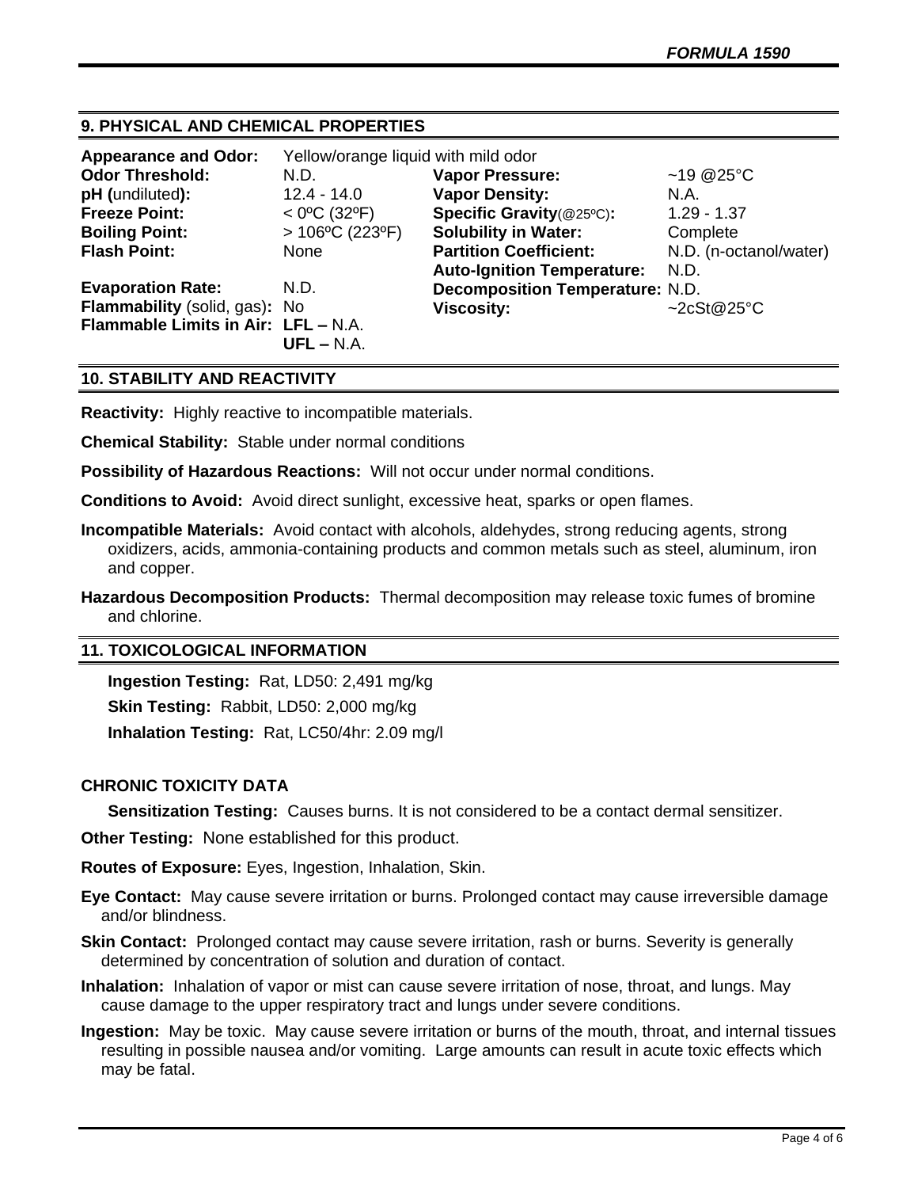## 9. PHYSICAL AND CHEMICAL PROPERTIES

**Appearance and Odor:** Yellow/orange liquid with mild odor

| | | | |
|---|---|---|---|
| **Odor Threshold:** | N.D. | **Vapor Pressure:** | ~19 @25°C |
| **pH** (undiluted)**:** | 12.4 - 14.0 | **Vapor Density:** | N.A. |
| **Freeze Point:** | < 0ºC (32ºF) | **Specific Gravity**(@25ºC)**:** | 1.29 - 1.37 |
| **Boiling Point:** | > 106ºC (223ºF) | **Solubility in Water:** | Complete |
| **Flash Point:** | None | **Partition Coefficient:** | N.D. (n-octanol/water) |
| | | **Auto-Ignition Temperature:** | N.D. |
| **Evaporation Rate:** | N.D. | **Decomposition Temperature:** | N.D. |
| **Flammability** (solid, gas)**:** | No | **Viscosity:** | ~2cSt@25°C |
| **Flammable Limits in Air:** | **LFL –** N.A. | | |
| | **UFL –** N.A. | | |

## 10. STABILITY AND REACTIVITY

**Reactivity:** Highly reactive to incompatible materials.

**Chemical Stability:** Stable under normal conditions

**Possibility of Hazardous Reactions:** Will not occur under normal conditions.

**Conditions to Avoid:** Avoid direct sunlight, excessive heat, sparks or open flames.

**Incompatible Materials:** Avoid contact with alcohols, aldehydes, strong reducing agents, strong oxidizers, acids, ammonia-containing products and common metals such as steel, aluminum, iron and copper.

**Hazardous Decomposition Products:** Thermal decomposition may release toxic fumes of bromine and chlorine.

## 11. TOXICOLOGICAL INFORMATION

**Ingestion Testing:** Rat, LD50: 2,491 mg/kg

**Skin Testing:** Rabbit, LD50: 2,000 mg/kg

**Inhalation Testing:** Rat, LC50/4hr: 2.09 mg/l

### CHRONIC TOXICITY DATA

**Sensitization Testing:** Causes burns. It is not considered to be a contact dermal sensitizer.

**Other Testing:** None established for this product.

**Routes of Exposure:** Eyes, Ingestion, Inhalation, Skin.

**Eye Contact:** May cause severe irritation or burns. Prolonged contact may cause irreversible damage and/or blindness.

**Skin Contact:** Prolonged contact may cause severe irritation, rash or burns. Severity is generally determined by concentration of solution and duration of contact.

**Inhalation:** Inhalation of vapor or mist can cause severe irritation of nose, throat, and lungs. May cause damage to the upper respiratory tract and lungs under severe conditions.

**Ingestion:** May be toxic. May cause severe irritation or burns of the mouth, throat, and internal tissues resulting in possible nausea and/or vomiting. Large amounts can result in acute toxic effects which may be fatal.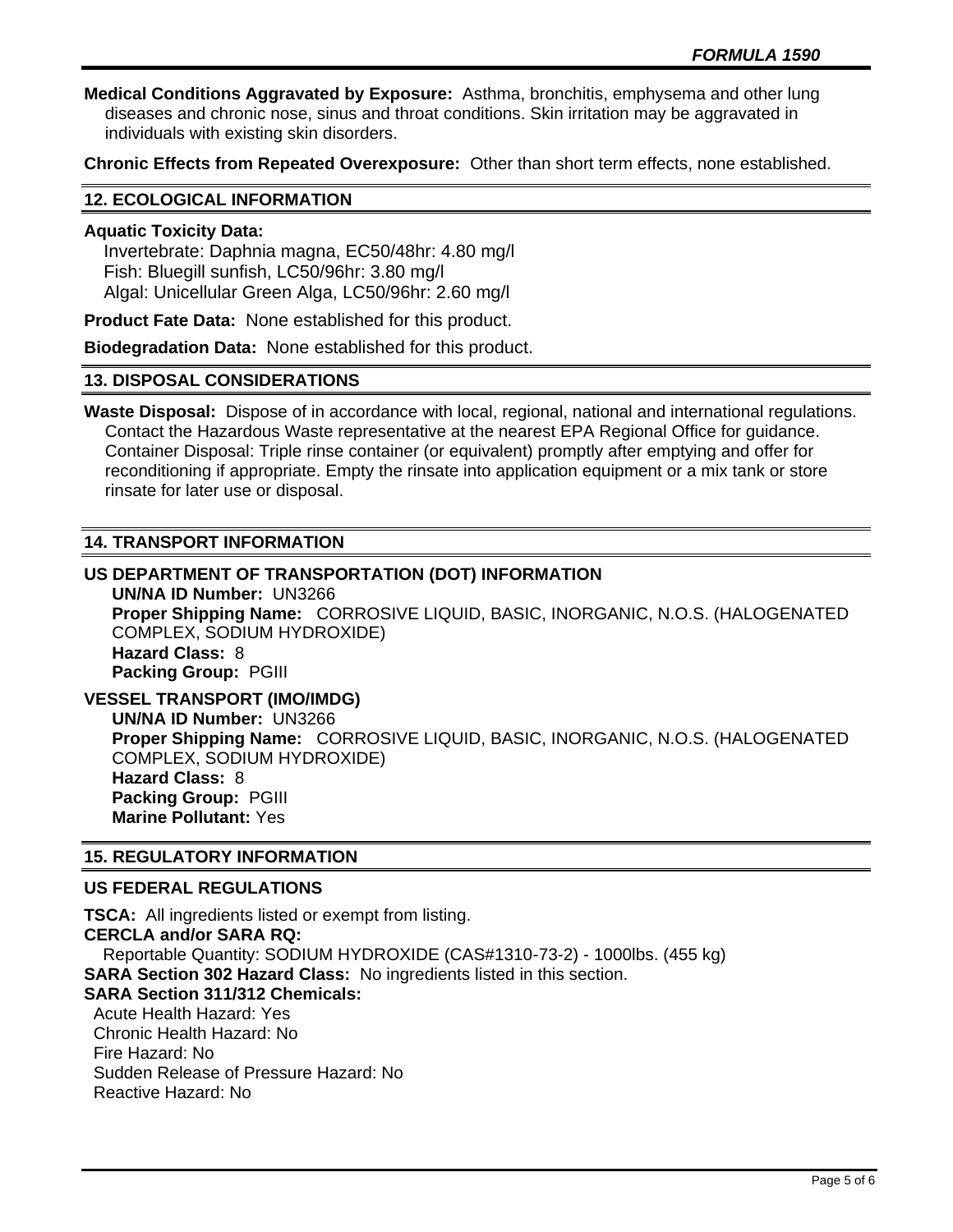**Medical Conditions Aggravated by Exposure:** Asthma, bronchitis, emphysema and other lung diseases and chronic nose, sinus and throat conditions. Skin irritation may be aggravated in individuals with existing skin disorders.

**Chronic Effects from Repeated Overexposure:** Other than short term effects, none established.

## 12. ECOLOGICAL INFORMATION

**Aquatic Toxicity Data:**

Invertebrate: Daphnia magna, EC50/48hr: 4.80 mg/l
Fish: Bluegill sunfish, LC50/96hr: 3.80 mg/l
Algal: Unicellular Green Alga, LC50/96hr: 2.60 mg/l

**Product Fate Data:** None established for this product.

**Biodegradation Data:** None established for this product.

## 13. DISPOSAL CONSIDERATIONS

**Waste Disposal:** Dispose of in accordance with local, regional, national and international regulations. Contact the Hazardous Waste representative at the nearest EPA Regional Office for guidance. Container Disposal: Triple rinse container (or equivalent) promptly after emptying and offer for reconditioning if appropriate. Empty the rinsate into application equipment or a mix tank or store rinsate for later use or disposal.

## 14. TRANSPORT INFORMATION

### US DEPARTMENT OF TRANSPORTATION (DOT) INFORMATION

**UN/NA ID Number:** UN3266
**Proper Shipping Name:** CORROSIVE LIQUID, BASIC, INORGANIC, N.O.S. (HALOGENATED COMPLEX, SODIUM HYDROXIDE)
**Hazard Class:** 8
**Packing Group:** PGIII

### VESSEL TRANSPORT (IMO/IMDG)

**UN/NA ID Number:** UN3266
**Proper Shipping Name:** CORROSIVE LIQUID, BASIC, INORGANIC, N.O.S. (HALOGENATED COMPLEX, SODIUM HYDROXIDE)
**Hazard Class:** 8
**Packing Group:** PGIII
**Marine Pollutant:** Yes

## 15. REGULATORY INFORMATION

### US FEDERAL REGULATIONS

**TSCA:** All ingredients listed or exempt from listing.
**CERCLA and/or SARA RQ:**
Reportable Quantity: SODIUM HYDROXIDE (CAS#1310-73-2) - 1000lbs. (455 kg)
**SARA Section 302 Hazard Class:** No ingredients listed in this section.
**SARA Section 311/312 Chemicals:**
Acute Health Hazard: Yes
Chronic Health Hazard: No
Fire Hazard: No
Sudden Release of Pressure Hazard: No
Reactive Hazard: No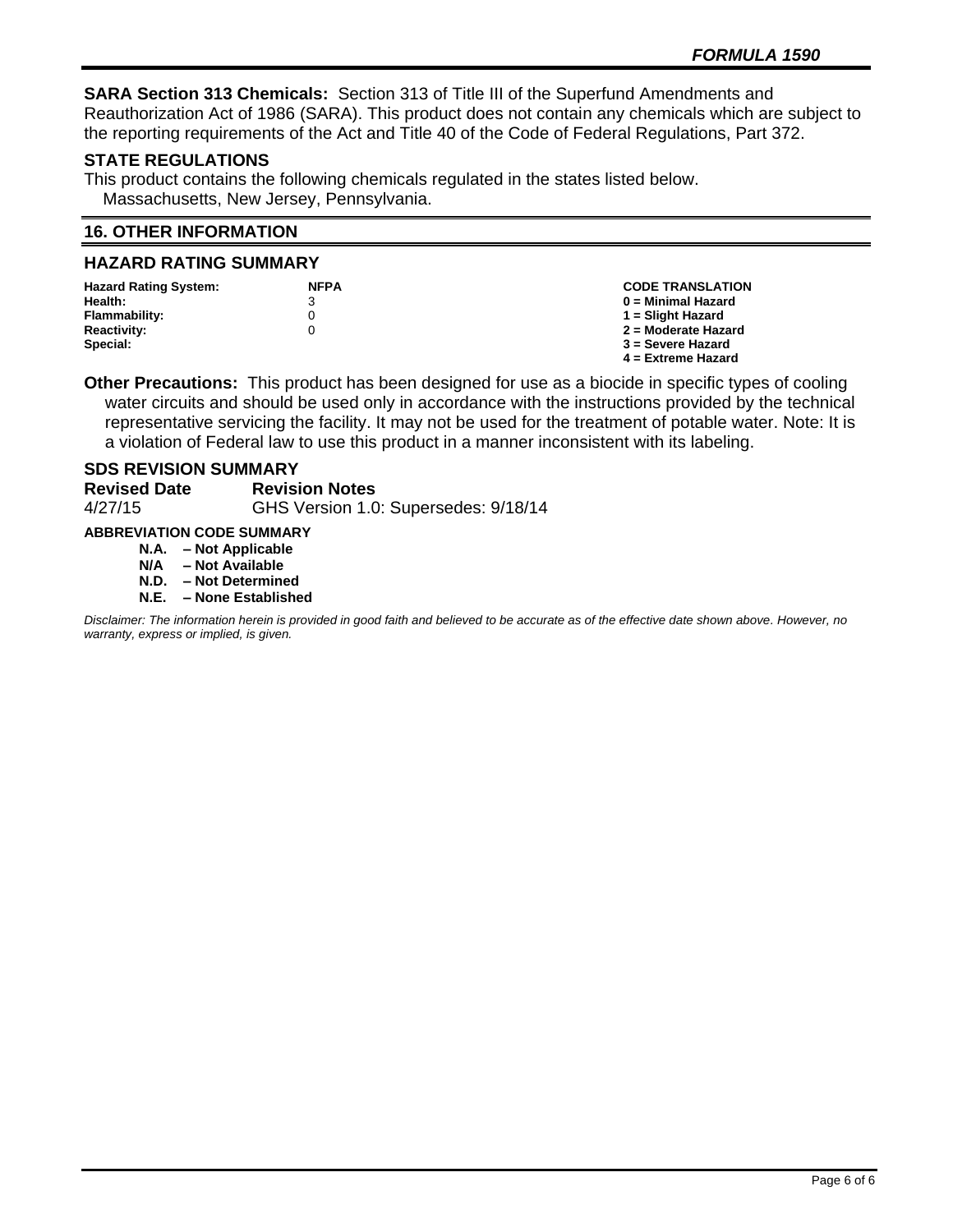**SARA Section 313 Chemicals:** Section 313 of Title III of the Superfund Amendments and Reauthorization Act of 1986 (SARA). This product does not contain any chemicals which are subject to the reporting requirements of the Act and Title 40 of the Code of Federal Regulations, Part 372.

### STATE REGULATIONS

This product contains the following chemicals regulated in the states listed below.
Massachusetts, New Jersey, Pennsylvania.

## 16. OTHER INFORMATION

### HAZARD RATING SUMMARY

| **Hazard Rating System:** | **NFPA** | **CODE TRANSLATION** |
|---|---|---|
| **Health:** | 3 | **0 = Minimal Hazard** |
| **Flammability:** | 0 | **1 = Slight Hazard** |
| **Reactivity:** | 0 | **2 = Moderate Hazard** |
| **Special:** | | **3 = Severe Hazard** |
| | | **4 = Extreme Hazard** |

**Other Precautions:** This product has been designed for use as a biocide in specific types of cooling water circuits and should be used only in accordance with the instructions provided by the technical representative servicing the facility. It may not be used for the treatment of potable water. Note: It is a violation of Federal law to use this product in a manner inconsistent with its labeling.

### SDS REVISION SUMMARY

| **Revised Date** | **Revision Notes** |
|---|---|
| 4/27/15 | GHS Version 1.0: Supersedes: 9/18/14 |

**ABBREVIATION CODE SUMMARY**

- **N.A. – Not Applicable**
- **N/A – Not Available**
- **N.D. – Not Determined**
- **N.E. – None Established**

*Disclaimer: The information herein is provided in good faith and believed to be accurate as of the effective date shown above. However, no warranty, express or implied, is given.*